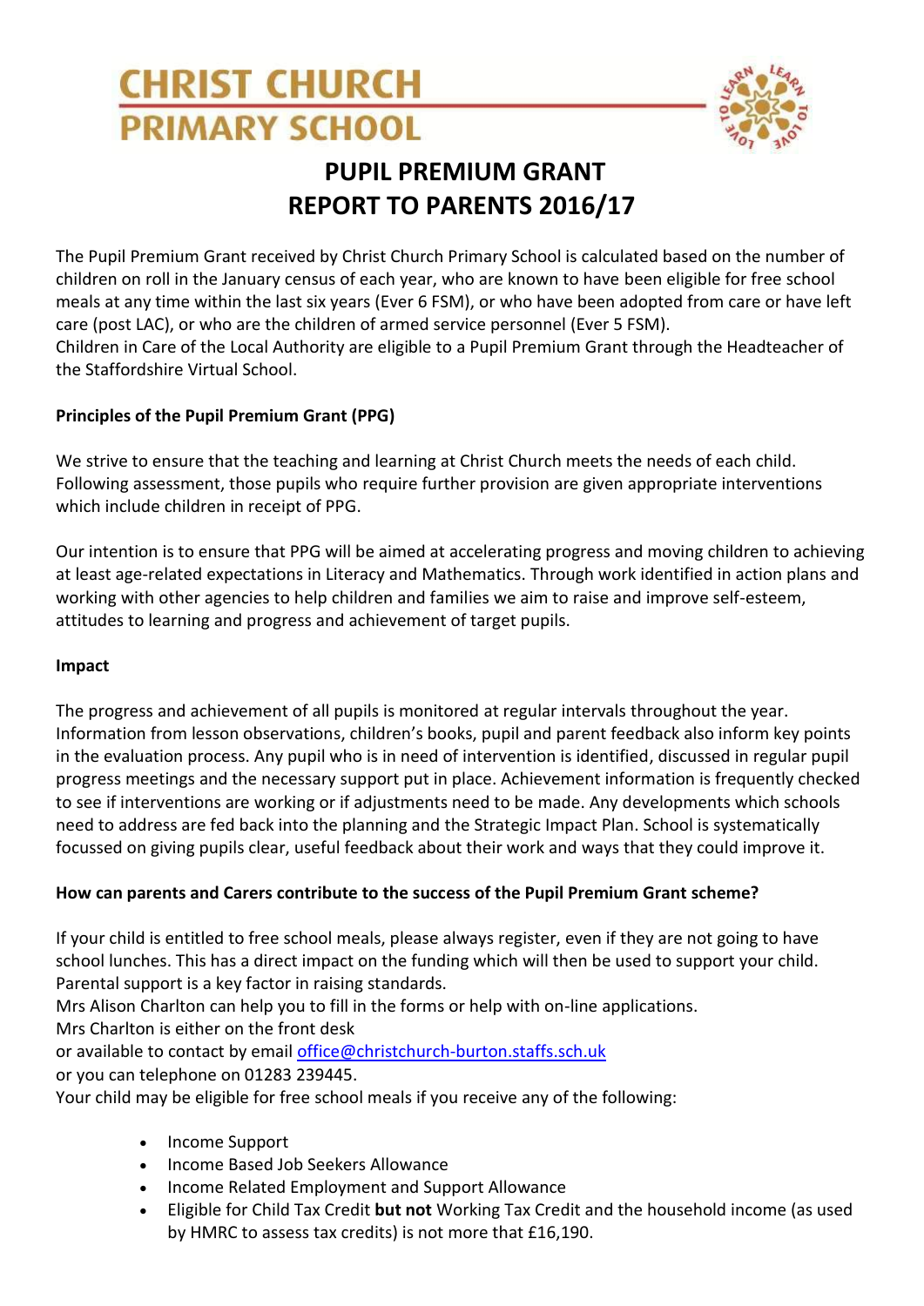# CHRIST CHURCH PRIMARY SCHOOL

## PUPIL PREMIUM GRANT REPORT TO PARENTS 2016/17

The Pupil Premium Grant received by Christ Church Primary School is calculated based on the number of children on roll in the January census of each year, who are known to have been eligible for free school meals at any time within the last six years (Ever 6 FSM), or who have been adopted from care or have left care (post LAC), or who are the children of armed service personnel (Ever 5 FSM).
Children in Care of the Local Authority are eligible to a Pupil Premium Grant through the Headteacher of the Staffordshire Virtual School.

**Principles of the Pupil Premium Grant (PPG)**

We strive to ensure that the teaching and learning at Christ Church meets the needs of each child. Following assessment, those pupils who require further provision are given appropriate interventions which include children in receipt of PPG.

Our intention is to ensure that PPG will be aimed at accelerating progress and moving children to achieving at least age-related expectations in Literacy and Mathematics. Through work identified in action plans and working with other agencies to help children and families we aim to raise and improve self-esteem, attitudes to learning and progress and achievement of target pupils.

**Impact**

The progress and achievement of all pupils is monitored at regular intervals throughout the year. Information from lesson observations, children's books, pupil and parent feedback also inform key points in the evaluation process. Any pupil who is in need of intervention is identified, discussed in regular pupil progress meetings and the necessary support put in place. Achievement information is frequently checked to see if interventions are working or if adjustments need to be made. Any developments which schools need to address are fed back into the planning and the Strategic Impact Plan. School is systematically focussed on giving pupils clear, useful feedback about their work and ways that they could improve it.

**How can parents and Carers contribute to the success of the Pupil Premium Grant scheme?**

If your child is entitled to free school meals, please always register, even if they are not going to have school lunches. This has a direct impact on the funding which will then be used to support your child. Parental support is a key factor in raising standards.
Mrs Alison Charlton can help you to fill in the forms or help with on-line applications.
Mrs Charlton is either on the front desk
or available to contact by email office@christchurch-burton.staffs.sch.uk
or you can telephone on 01283 239445.
Your child may be eligible for free school meals if you receive any of the following:

- Income Support
- Income Based Job Seekers Allowance
- Income Related Employment and Support Allowance
- Eligible for Child Tax Credit **but not** Working Tax Credit and the household income (as used by HMRC to assess tax credits) is not more that £16,190.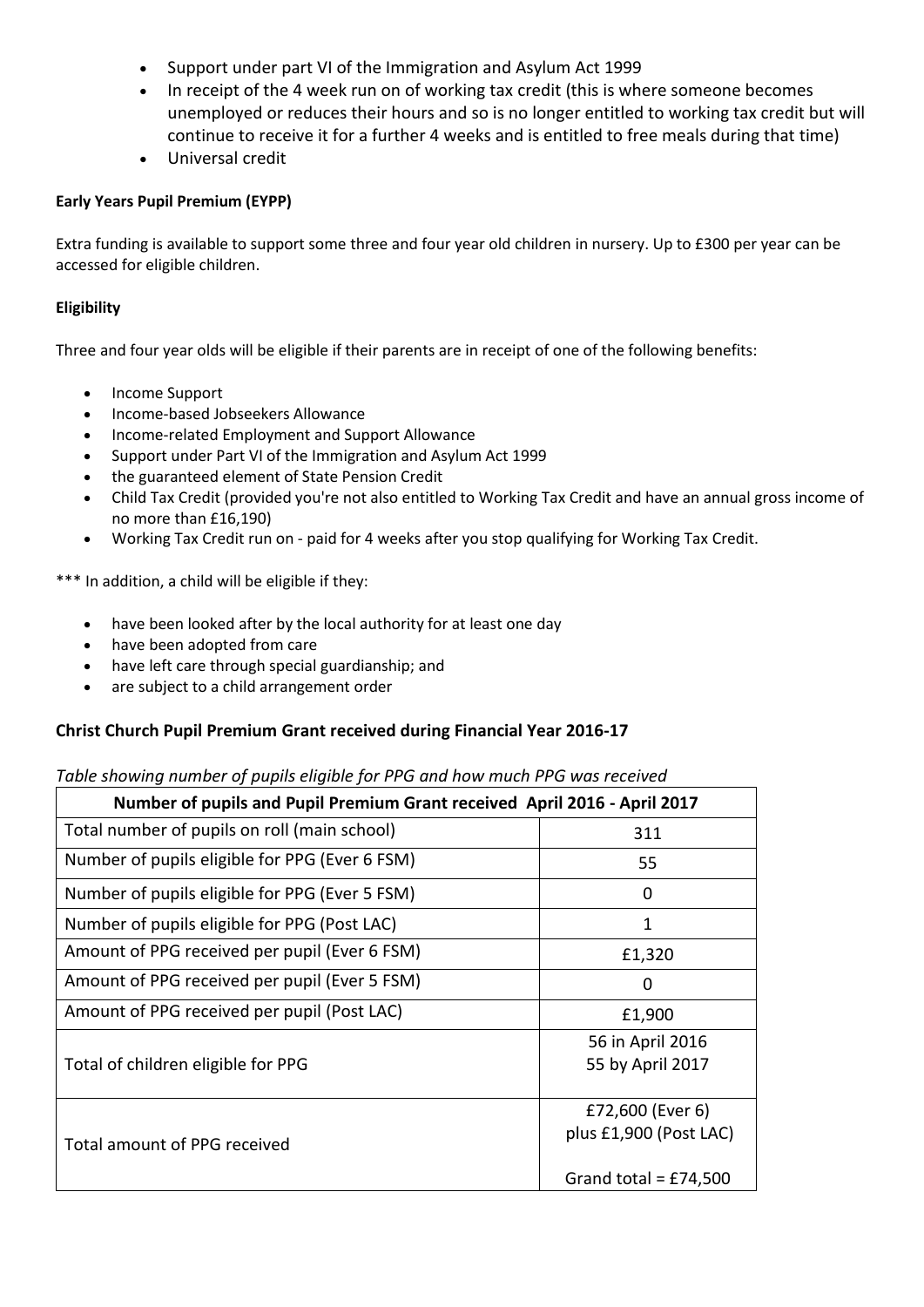- Support under part VI of the Immigration and Asylum Act 1999
- In receipt of the 4 week run on of working tax credit (this is where someone becomes unemployed or reduces their hours and so is no longer entitled to working tax credit but will continue to receive it for a further 4 weeks and is entitled to free meals during that time)
- Universal credit

**Early Years Pupil Premium (EYPP)**

Extra funding is available to support some three and four year old children in nursery. Up to £300 per year can be accessed for eligible children.

**Eligibility**

Three and four year olds will be eligible if their parents are in receipt of one of the following benefits:

- Income Support
- Income-based Jobseekers Allowance
- Income-related Employment and Support Allowance
- Support under Part VI of the Immigration and Asylum Act 1999
- the guaranteed element of State Pension Credit
- Child Tax Credit (provided you're not also entitled to Working Tax Credit and have an annual gross income of no more than £16,190)
- Working Tax Credit run on - paid for 4 weeks after you stop qualifying for Working Tax Credit.

*** In addition, a child will be eligible if they:

- have been looked after by the local authority for at least one day
- have been adopted from care
- have left care through special guardianship; and
- are subject to a child arrangement order

## Christ Church Pupil Premium Grant received during Financial Year 2016-17

*Table showing number of pupils eligible for PPG and how much PPG was received*

| Number of pupils and Pupil Premium Grant received April 2016 - April 2017 | |
|---|---|
| Total number of pupils on roll (main school) | 311 |
| Number of pupils eligible for PPG (Ever 6 FSM) | 55 |
| Number of pupils eligible for PPG (Ever 5 FSM) | 0 |
| Number of pupils eligible for PPG (Post LAC) | 1 |
| Amount of PPG received per pupil (Ever 6 FSM) | £1,320 |
| Amount of PPG received per pupil (Ever 5 FSM) | 0 |
| Amount of PPG received per pupil (Post LAC) | £1,900 |
| Total of children eligible for PPG | 56 in April 2016<br>55 by April 2017 |
| Total amount of PPG received | £72,600 (Ever 6)<br>plus £1,900 (Post LAC)<br><br>Grand total = £74,500 |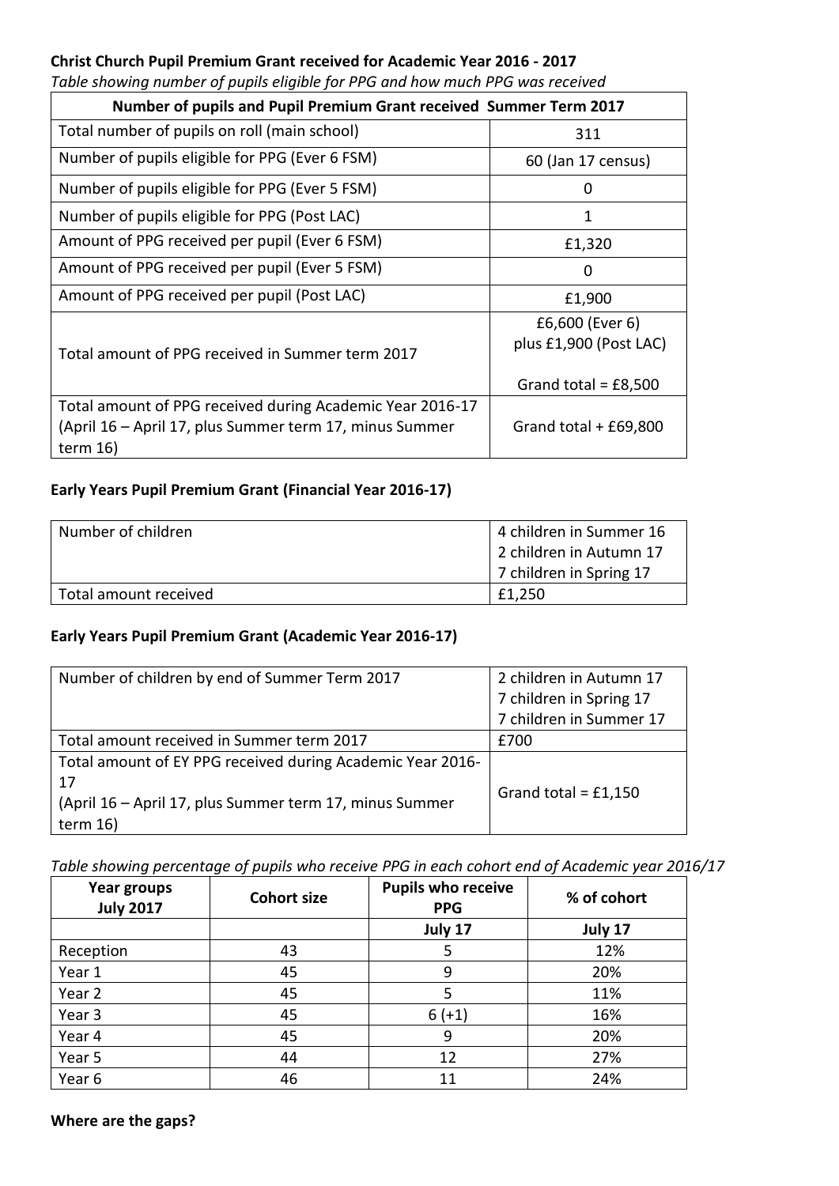**Christ Church Pupil Premium Grant received for Academic Year 2016 - 2017**

*Table showing number of pupils eligible for PPG and how much PPG was received*

| Number of pupils and Pupil Premium Grant received Summer Term 2017 | |
|---|---|
| Total number of pupils on roll (main school) | 311 |
| Number of pupils eligible for PPG (Ever 6 FSM) | 60 (Jan 17 census) |
| Number of pupils eligible for PPG (Ever 5 FSM) | 0 |
| Number of pupils eligible for PPG (Post LAC) | 1 |
| Amount of PPG received per pupil (Ever 6 FSM) | £1,320 |
| Amount of PPG received per pupil (Ever 5 FSM) | 0 |
| Amount of PPG received per pupil (Post LAC) | £1,900 |
| Total amount of PPG received in Summer term 2017 | £6,600 (Ever 6) plus £1,900 (Post LAC)<br><br>Grand total = £8,500 |
| Total amount of PPG received during Academic Year 2016-17 (April 16 – April 17, plus Summer term 17, minus Summer term 16) | Grand total + £69,800 |

**Early Years Pupil Premium Grant (Financial Year 2016-17)**

| | |
|---|---|
| Number of children | 4 children in Summer 16<br>2 children in Autumn 17<br>7 children in Spring 17 |
| Total amount received | £1,250 |

**Early Years Pupil Premium Grant (Academic Year 2016-17)**

| | |
|---|---|
| Number of children by end of Summer Term 2017 | 2 children in Autumn 17<br>7 children in Spring 17<br>7 children in Summer 17 |
| Total amount received in Summer term 2017 | £700 |
| Total amount of EY PPG received during Academic Year 2016-17<br>(April 16 – April 17, plus Summer term 17, minus Summer term 16) | Grand total = £1,150 |

*Table showing percentage of pupils who receive PPG in each cohort end of Academic year 2016/17*

| Year groups July 2017 | Cohort size | Pupils who receive PPG | % of cohort |
|---|---|---|---|
| | | July 17 | July 17 |
| Reception | 43 | 5 | 12% |
| Year 1 | 45 | 9 | 20% |
| Year 2 | 45 | 5 | 11% |
| Year 3 | 45 | 6 (+1) | 16% |
| Year 4 | 45 | 9 | 20% |
| Year 5 | 44 | 12 | 27% |
| Year 6 | 46 | 11 | 24% |

**Where are the gaps?**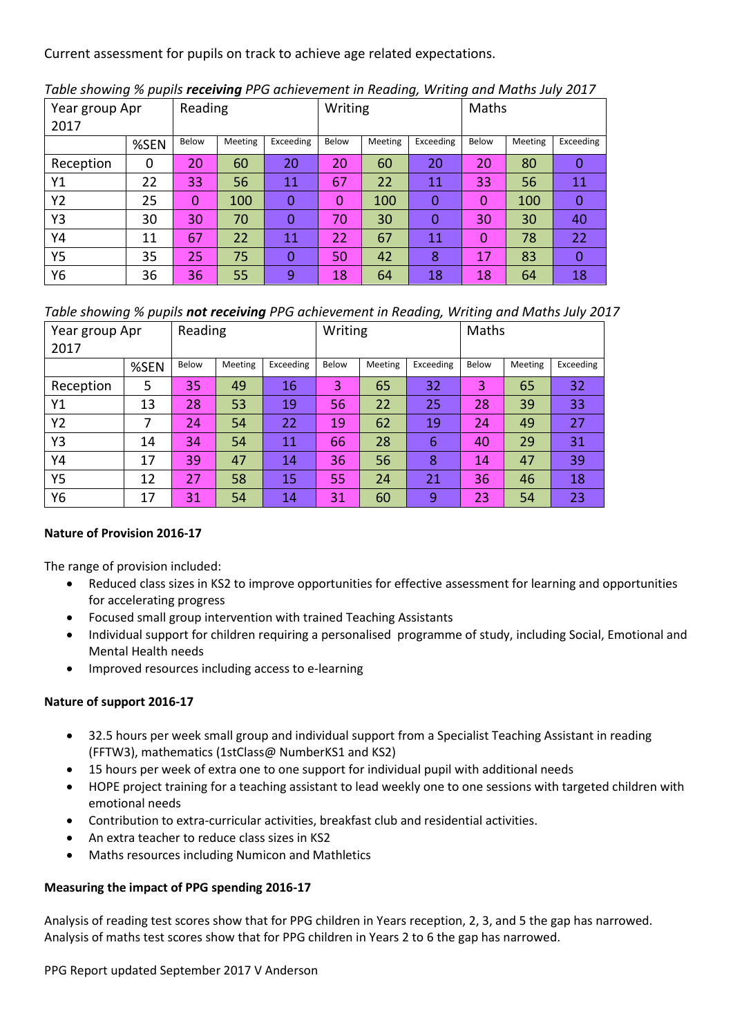Current assessment for pupils on track to achieve age related expectations.

*Table showing % pupils **receiving** PPG achievement in Reading, Writing and Maths July 2017*

| Year group Apr 2017 | | Reading | | | Writing | | | Maths | | |
|---|---|---|---|---|---|---|---|---|---|---|
| | %SEN | Below | Meeting | Exceeding | Below | Meeting | Exceeding | Below | Meeting | Exceeding |
| Reception | 0 | 20 | 60 | 20 | 20 | 60 | 20 | 20 | 80 | 0 |
| Y1 | 22 | 33 | 56 | 11 | 67 | 22 | 11 | 33 | 56 | 11 |
| Y2 | 25 | 0 | 100 | 0 | 0 | 100 | 0 | 0 | 100 | 0 |
| Y3 | 30 | 30 | 70 | 0 | 70 | 30 | 0 | 30 | 30 | 40 |
| Y4 | 11 | 67 | 22 | 11 | 22 | 67 | 11 | 0 | 78 | 22 |
| Y5 | 35 | 25 | 75 | 0 | 50 | 42 | 8 | 17 | 83 | 0 |
| Y6 | 36 | 36 | 55 | 9 | 18 | 64 | 18 | 18 | 64 | 18 |

*Table showing % pupils **not receiving** PPG achievement in Reading, Writing and Maths July 2017*

| Year group Apr 2017 | | Reading | | | Writing | | | Maths | | |
|---|---|---|---|---|---|---|---|---|---|---|
| | %SEN | Below | Meeting | Exceeding | Below | Meeting | Exceeding | Below | Meeting | Exceeding |
| Reception | 5 | 35 | 49 | 16 | 3 | 65 | 32 | 3 | 65 | 32 |
| Y1 | 13 | 28 | 53 | 19 | 56 | 22 | 25 | 28 | 39 | 33 |
| Y2 | 7 | 24 | 54 | 22 | 19 | 62 | 19 | 24 | 49 | 27 |
| Y3 | 14 | 34 | 54 | 11 | 66 | 28 | 6 | 40 | 29 | 31 |
| Y4 | 17 | 39 | 47 | 14 | 36 | 56 | 8 | 14 | 47 | 39 |
| Y5 | 12 | 27 | 58 | 15 | 55 | 24 | 21 | 36 | 46 | 18 |
| Y6 | 17 | 31 | 54 | 14 | 31 | 60 | 9 | 23 | 54 | 23 |

**Nature of Provision 2016-17**

The range of provision included:

- Reduced class sizes in KS2 to improve opportunities for effective assessment for learning and opportunities for accelerating progress
- Focused small group intervention with trained Teaching Assistants
- Individual support for children requiring a personalised programme of study, including Social, Emotional and Mental Health needs
- Improved resources including access to e-learning

**Nature of support 2016-17**

- 32.5 hours per week small group and individual support from a Specialist Teaching Assistant in reading (FFTW3), mathematics (1stClass@ NumberKS1 and KS2)
- 15 hours per week of extra one to one support for individual pupil with additional needs
- HOPE project training for a teaching assistant to lead weekly one to one sessions with targeted children with emotional needs
- Contribution to extra-curricular activities, breakfast club and residential activities.
- An extra teacher to reduce class sizes in KS2
- Maths resources including Numicon and Mathletics

**Measuring the impact of PPG spending 2016-17**

Analysis of reading test scores show that for PPG children in Years reception, 2, 3, and 5 the gap has narrowed. Analysis of maths test scores show that for PPG children in Years 2 to 6 the gap has narrowed.

PPG Report updated September 2017 V Anderson